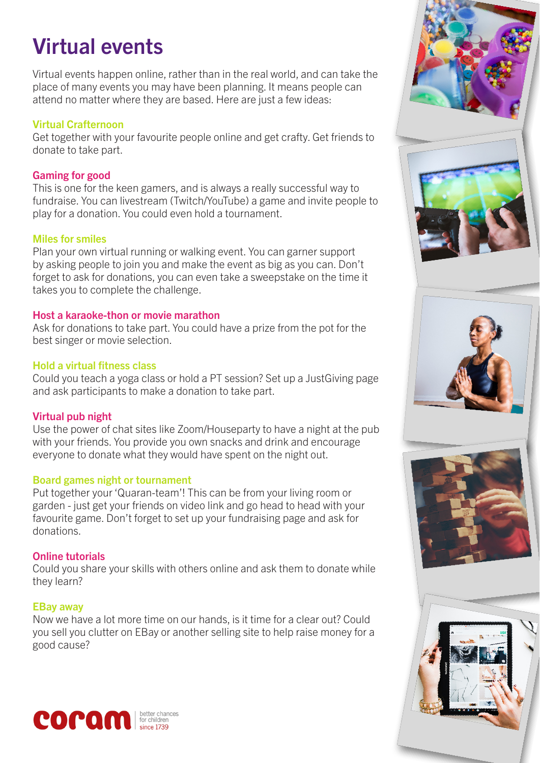# Virtual events

Virtual events happen online, rather than in the real world, and can take the place of many events you may have been planning. It means people can attend no matter where they are based. Here are just a few ideas:

### Virtual Crafternoon

Get together with your favourite people online and get crafty. Get friends to donate to take part.

### Gaming for good

This is one for the keen gamers, and is always a really successful way to fundraise. You can livestream (Twitch/YouTube) a game and invite people to play for a donation. You could even hold a tournament.

### Miles for smiles

Plan your own virtual running or walking event. You can garner support by asking people to join you and make the event as big as you can. Don't forget to ask for donations, you can even take a sweepstake on the time it takes you to complete the challenge.

### Host a karaoke-thon or movie marathon

Ask for donations to take part. You could have a prize from the pot for the best singer or movie selection.

### Hold a virtual fitness class

Could you teach a yoga class or hold a PT session? Set up a JustGiving page and ask participants to make a donation to take part.

### Virtual pub night

Use the power of chat sites like Zoom/Houseparty to have a night at the pub with your friends. You provide you own snacks and drink and encourage everyone to donate what they would have spent on the night out.

### Board games night or tournament

Put together your 'Quaran-team'! This can be from your living room or garden - just get your friends on video link and go head to head with your favourite game. Don't forget to set up your fundraising page and ask for donations.

### Online tutorials

Could you share your skills with others online and ask them to donate while they learn?

### EBay away

Now we have a lot more time on our hands, is it time for a clear out? Could you sell you clutter on EBay or another selling site to help raise money for a good cause?

coram | better chances for children since 1739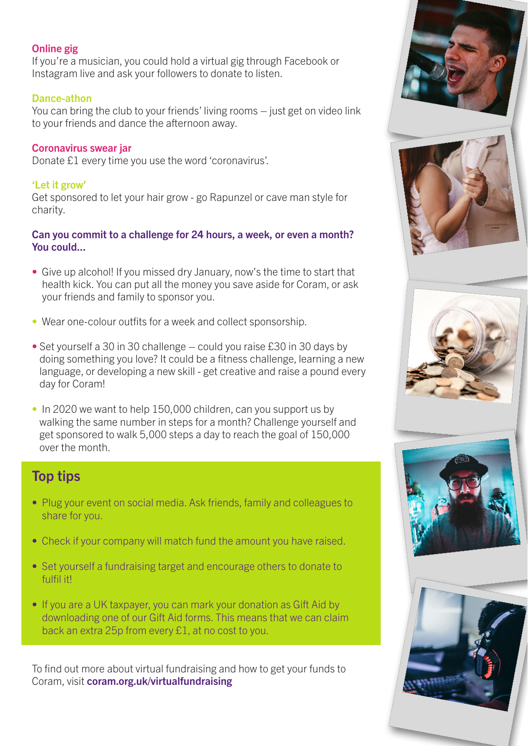### Online gig

If you're a musician, you could hold a virtual gig through Facebook or Instagram live and ask your followers to donate to listen.

### Dance-athon

You can bring the club to your friends' living rooms – just get on video link to your friends and dance the afternoon away.

### Coronavirus swear jar

Donate £1 every time you use the word 'coronavirus'.

### 'Let it grow'

Get sponsored to let your hair grow - go Rapunzel or cave man style for charity.

### Can you commit to a challenge for 24 hours, a week, or even a month? You could...

- Give up alcohol! If you missed dry January, now's the time to start that health kick. You can put all the money you save aside for Coram, or ask your friends and family to sponsor you.
- Wear one-colour outfits for a week and collect sponsorship.
- Set yourself a 30 in 30 challenge – could you raise £30 in 30 days by doing something you love? It could be a fitness challenge, learning a new language, or developing a new skill - get creative and raise a pound every day for Coram!
- In 2020 we want to help 150,000 children, can you support us by walking the same number in steps for a month? Challenge yourself and get sponsored to walk 5,000 steps a day to reach the goal of 150,000 over the month.

## Top tips

- Plug your event on social media. Ask friends, family and colleagues to share for you.
- Check if your company will match fund the amount you have raised.
- Set yourself a fundraising target and encourage others to donate to fulfil it!
- If you are a UK taxpayer, you can mark your donation as Gift Aid by downloading one of our Gift Aid forms. This means that we can claim back an extra 25p from every £1, at no cost to you.

To find out more about virtual fundraising and how to get your funds to Coram, visit **coram.org.uk/virtualfundraising**